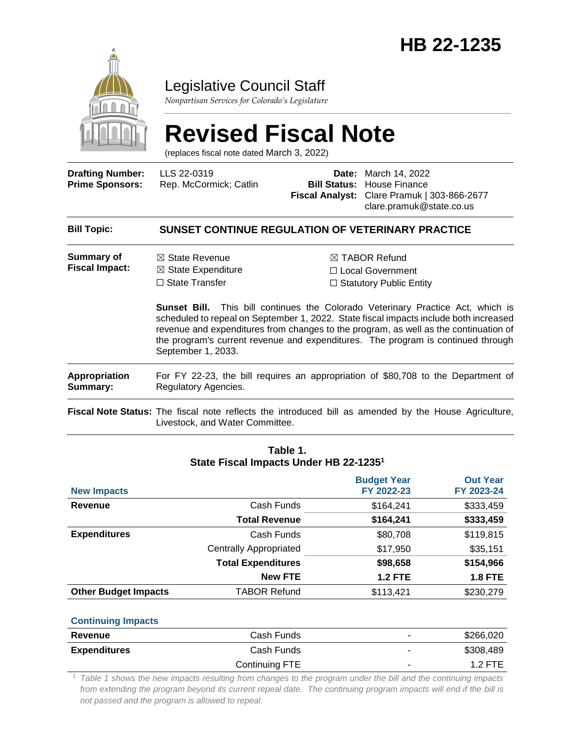# HB 22-1235

## Legislative Council Staff

*Nonpartisan Services for Colorado's Legislature*

# Revised Fiscal Note

(replaces fiscal note dated March 3, 2022)

**Drafting Number:** LLS 22-0319
**Prime Sponsors:** Rep. McCormick; Catlin

**Date:** March 14, 2022
**Bill Status:** House Finance
**Fiscal Analyst:** Clare Pramuk | 303-866-2677
clare.pramuk@state.co.us

**Bill Topic:** **SUNSET CONTINUE REGULATION OF VETERINARY PRACTICE**

**Summary of Fiscal Impact:**

☒ State Revenue
☒ State Expenditure
☐ State Transfer
☒ TABOR Refund
☐ Local Government
☐ Statutory Public Entity

**Sunset Bill.** This bill continues the Colorado Veterinary Practice Act, which is scheduled to repeal on September 1, 2022. State fiscal impacts include both increased revenue and expenditures from changes to the program, as well as the continuation of the program's current revenue and expenditures. The program is continued through September 1, 2033.

**Appropriation Summary:** For FY 22-23, the bill requires an appropriation of $80,708 to the Department of Regulatory Agencies.

**Fiscal Note Status:** The fiscal note reflects the introduced bill as amended by the House Agriculture, Livestock, and Water Committee.

**Table 1.**
**State Fiscal Impacts Under HB 22-1235[1]**

| New Impacts | | Budget Year FY 2022-23 | Out Year FY 2023-24 |
|---|---|---|---|
| **Revenue** | Cash Funds | $164,241 | $333,459 |
| | **Total Revenue** | **$164,241** | **$333,459** |
| **Expenditures** | Cash Funds | $80,708 | $119,815 |
| | Centrally Appropriated | $17,950 | $35,151 |
| | **Total Expenditures** | **$98,658** | **$154,966** |
| | **New FTE** | **1.2 FTE** | **1.8 FTE** |
| **Other Budget Impacts** | TABOR Refund | $113,421 | $230,279 |

| Continuing Impacts | | | |
|---|---|---|---|
| **Revenue** | Cash Funds | - | $266,020 |
| **Expenditures** | Cash Funds | - | $308,489 |
| | Continuing FTE | - | 1.2 FTE |

[1] *Table 1 shows the new impacts resulting from changes to the program under the bill and the continuing impacts from extending the program beyond its current repeal date. The continuing program impacts will end if the bill is not passed and the program is allowed to repeal.*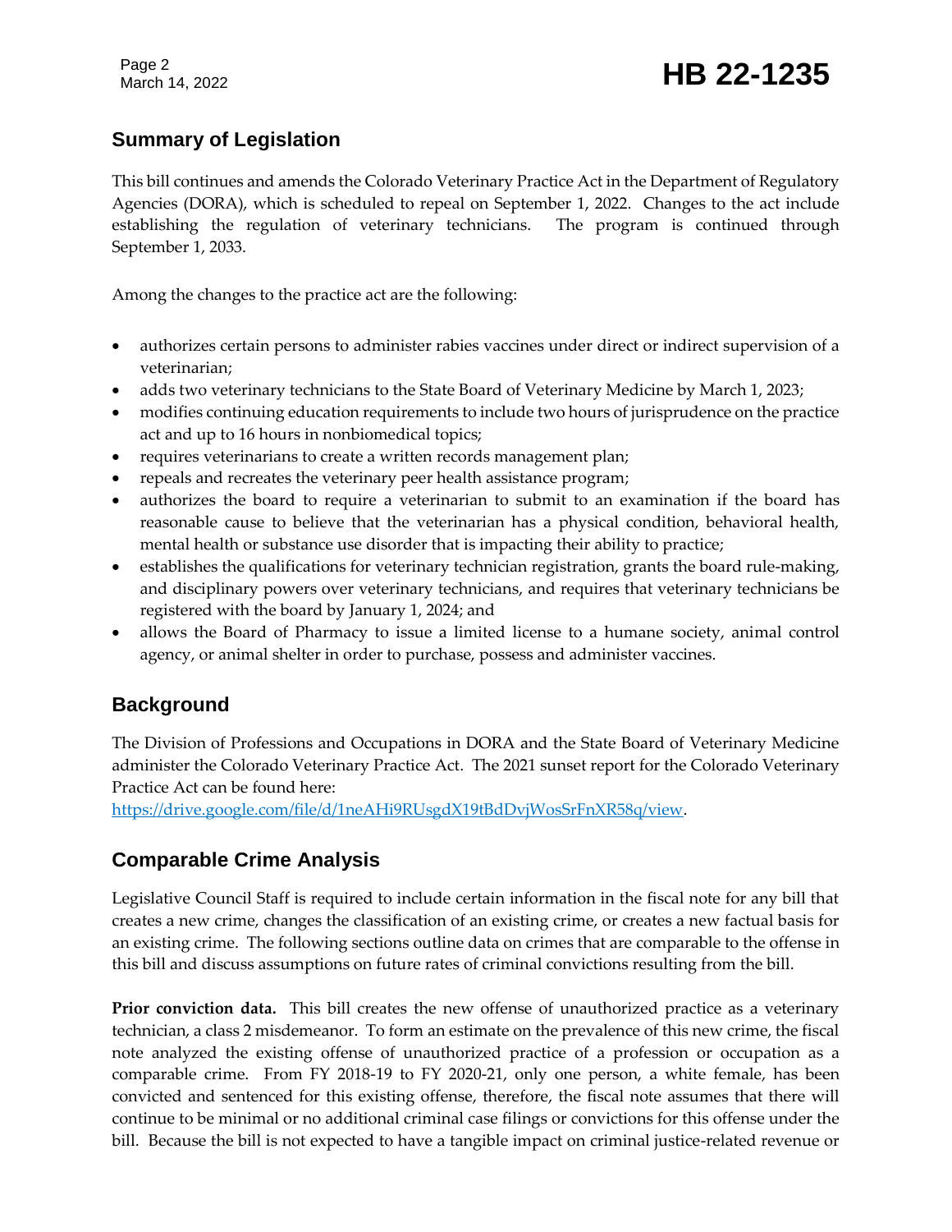## Summary of Legislation

This bill continues and amends the Colorado Veterinary Practice Act in the Department of Regulatory Agencies (DORA), which is scheduled to repeal on September 1, 2022. Changes to the act include establishing the regulation of veterinary technicians. The program is continued through September 1, 2033.

Among the changes to the practice act are the following:

- authorizes certain persons to administer rabies vaccines under direct or indirect supervision of a veterinarian;
- adds two veterinary technicians to the State Board of Veterinary Medicine by March 1, 2023;
- modifies continuing education requirements to include two hours of jurisprudence on the practice act and up to 16 hours in nonbiomedical topics;
- requires veterinarians to create a written records management plan;
- repeals and recreates the veterinary peer health assistance program;
- authorizes the board to require a veterinarian to submit to an examination if the board has reasonable cause to believe that the veterinarian has a physical condition, behavioral health, mental health or substance use disorder that is impacting their ability to practice;
- establishes the qualifications for veterinary technician registration, grants the board rule-making, and disciplinary powers over veterinary technicians, and requires that veterinary technicians be registered with the board by January 1, 2024; and
- allows the Board of Pharmacy to issue a limited license to a humane society, animal control agency, or animal shelter in order to purchase, possess and administer vaccines.

## Background

The Division of Professions and Occupations in DORA and the State Board of Veterinary Medicine administer the Colorado Veterinary Practice Act. The 2021 sunset report for the Colorado Veterinary Practice Act can be found here: https://drive.google.com/file/d/1neAHi9RUsgdX19tBdDvjWosSrFnXR58q/view.

## Comparable Crime Analysis

Legislative Council Staff is required to include certain information in the fiscal note for any bill that creates a new crime, changes the classification of an existing crime, or creates a new factual basis for an existing crime. The following sections outline data on crimes that are comparable to the offense in this bill and discuss assumptions on future rates of criminal convictions resulting from the bill.

**Prior conviction data.** This bill creates the new offense of unauthorized practice as a veterinary technician, a class 2 misdemeanor. To form an estimate on the prevalence of this new crime, the fiscal note analyzed the existing offense of unauthorized practice of a profession or occupation as a comparable crime. From FY 2018-19 to FY 2020-21, only one person, a white female, has been convicted and sentenced for this existing offense, therefore, the fiscal note assumes that there will continue to be minimal or no additional criminal case filings or convictions for this offense under the bill. Because the bill is not expected to have a tangible impact on criminal justice-related revenue or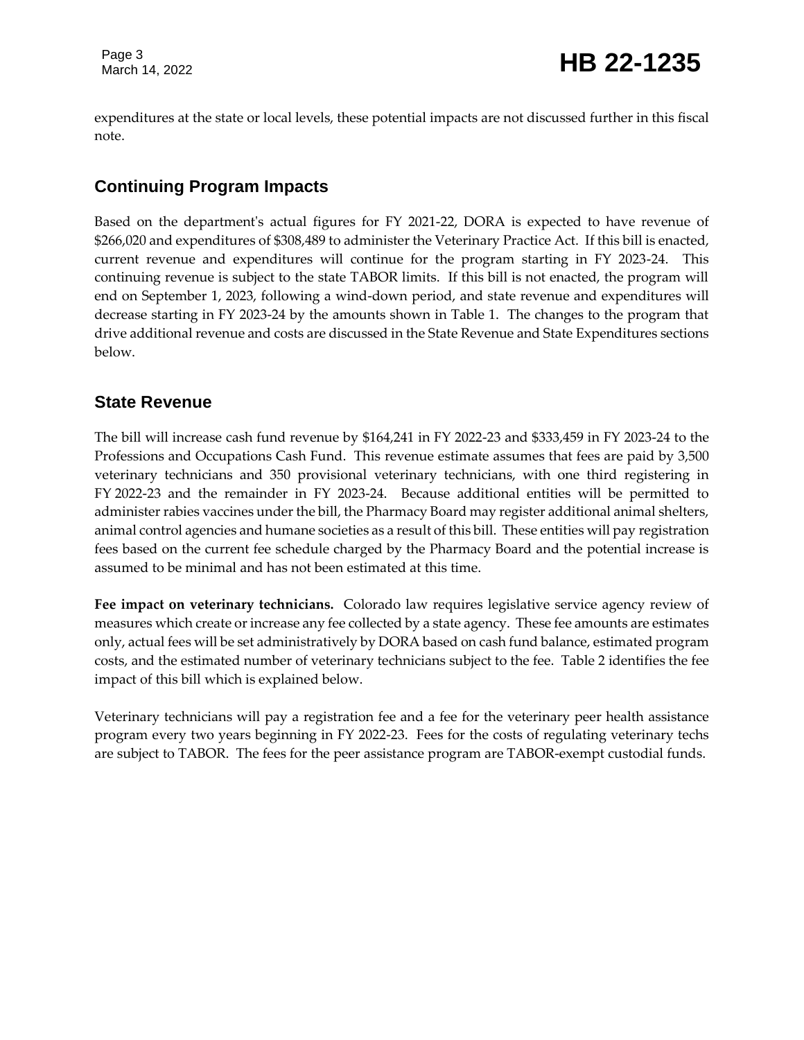expenditures at the state or local levels, these potential impacts are not discussed further in this fiscal note.

## Continuing Program Impacts

Based on the department's actual figures for FY 2021-22, DORA is expected to have revenue of $266,020 and expenditures of $308,489 to administer the Veterinary Practice Act. If this bill is enacted, current revenue and expenditures will continue for the program starting in FY 2023-24. This continuing revenue is subject to the state TABOR limits. If this bill is not enacted, the program will end on September 1, 2023, following a wind-down period, and state revenue and expenditures will decrease starting in FY 2023-24 by the amounts shown in Table 1. The changes to the program that drive additional revenue and costs are discussed in the State Revenue and State Expenditures sections below.

## State Revenue

The bill will increase cash fund revenue by $164,241 in FY 2022-23 and $333,459 in FY 2023-24 to the Professions and Occupations Cash Fund. This revenue estimate assumes that fees are paid by 3,500 veterinary technicians and 350 provisional veterinary technicians, with one third registering in FY 2022-23 and the remainder in FY 2023-24. Because additional entities will be permitted to administer rabies vaccines under the bill, the Pharmacy Board may register additional animal shelters, animal control agencies and humane societies as a result of this bill. These entities will pay registration fees based on the current fee schedule charged by the Pharmacy Board and the potential increase is assumed to be minimal and has not been estimated at this time.

**Fee impact on veterinary technicians.** Colorado law requires legislative service agency review of measures which create or increase any fee collected by a state agency. These fee amounts are estimates only, actual fees will be set administratively by DORA based on cash fund balance, estimated program costs, and the estimated number of veterinary technicians subject to the fee. Table 2 identifies the fee impact of this bill which is explained below.

Veterinary technicians will pay a registration fee and a fee for the veterinary peer health assistance program every two years beginning in FY 2022-23. Fees for the costs of regulating veterinary techs are subject to TABOR. The fees for the peer assistance program are TABOR-exempt custodial funds.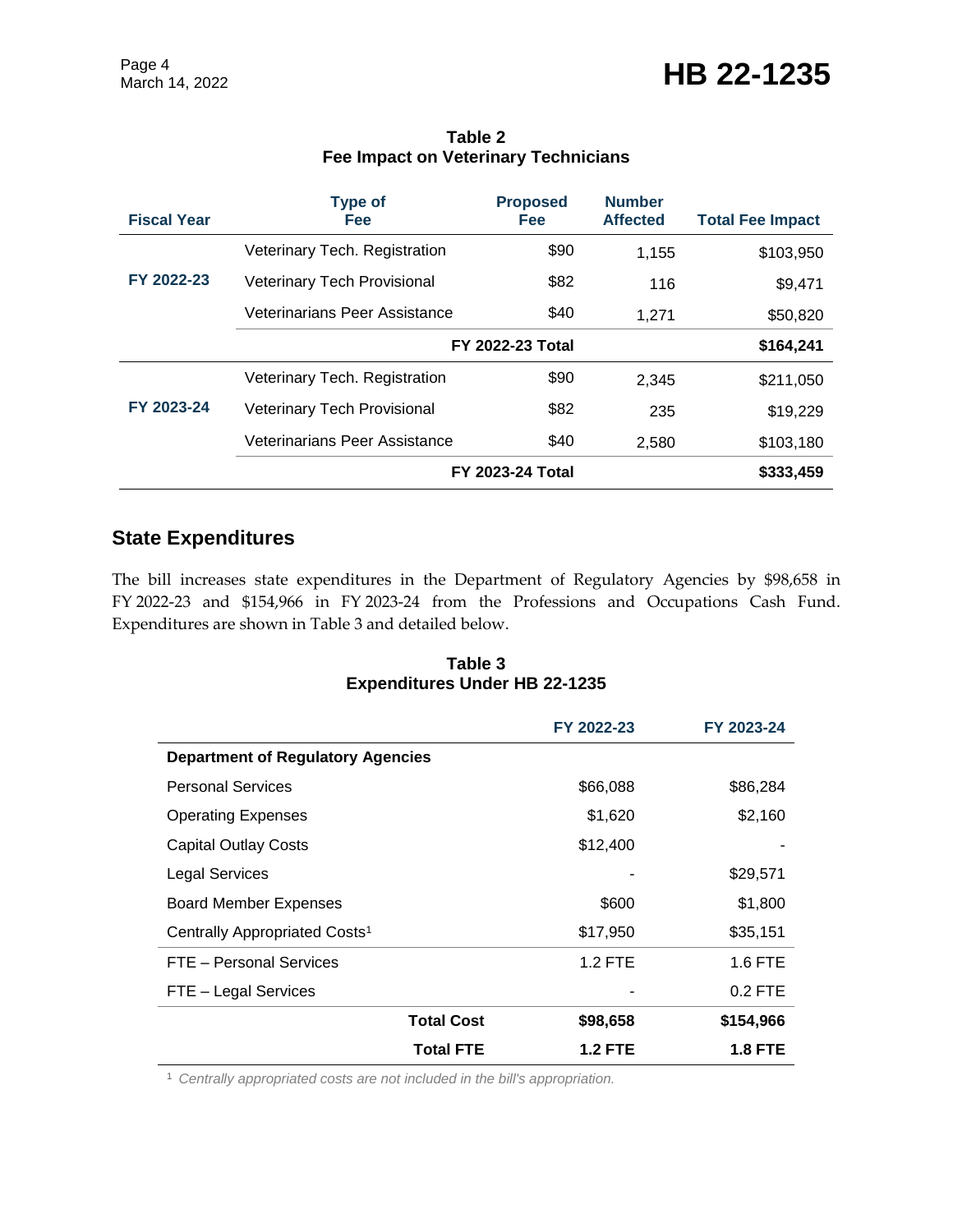**Table 2**
**Fee Impact on Veterinary Technicians**

| Fiscal Year | Type of Fee | Proposed Fee | Number Affected | Total Fee Impact |
|---|---|---|---|---|
| FY 2022-23 | Veterinary Tech. Registration | $90 | 1,155 | $103,950 |
| | Veterinary Tech Provisional | $82 | 116 | $9,471 |
| | Veterinarians Peer Assistance | $40 | 1,271 | $50,820 |
| | | **FY 2022-23 Total** | | **$164,241** |
| FY 2023-24 | Veterinary Tech. Registration | $90 | 2,345 | $211,050 |
| | Veterinary Tech Provisional | $82 | 235 | $19,229 |
| | Veterinarians Peer Assistance | $40 | 2,580 | $103,180 |
| | | **FY 2023-24 Total** | | **$333,459** |

## State Expenditures

The bill increases state expenditures in the Department of Regulatory Agencies by $98,658 in FY 2022-23 and $154,966 in FY 2023-24 from the Professions and Occupations Cash Fund. Expenditures are shown in Table 3 and detailed below.

**Table 3**
**Expenditures Under HB 22-1235**

| | FY 2022-23 | FY 2023-24 |
|---|---|---|
| **Department of Regulatory Agencies** | | |
| Personal Services | $66,088 | $86,284 |
| Operating Expenses | $1,620 | $2,160 |
| Capital Outlay Costs | $12,400 | - |
| Legal Services | - | $29,571 |
| Board Member Expenses | $600 | $1,800 |
| Centrally Appropriated Costs[1] | $17,950 | $35,151 |
| FTE – Personal Services | 1.2 FTE | 1.6 FTE |
| FTE – Legal Services | - | 0.2 FTE |
| **Total Cost** | **$98,658** | **$154,966** |
| **Total FTE** | **1.2 FTE** | **1.8 FTE** |

[1] *Centrally appropriated costs are not included in the bill's appropriation.*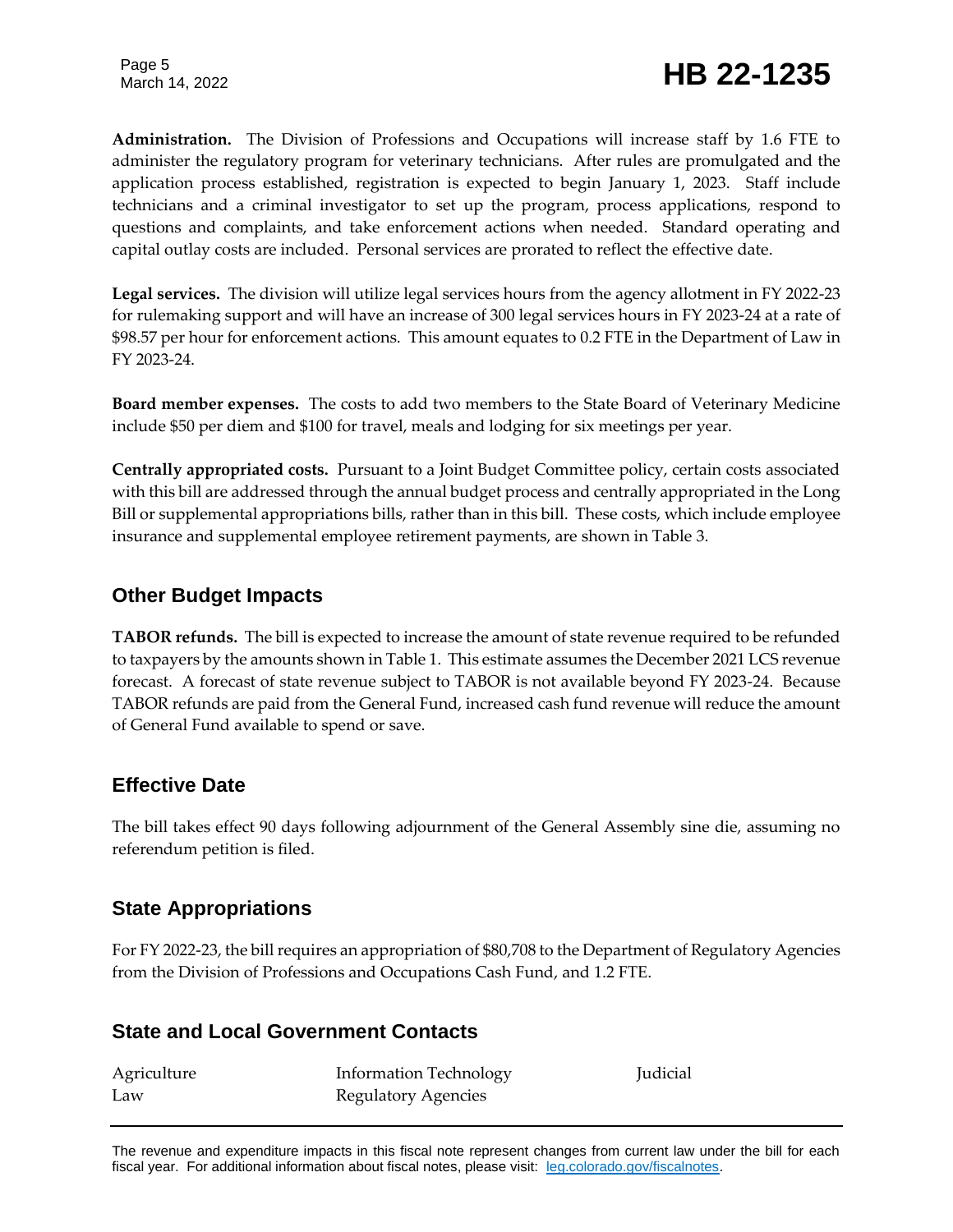**Administration.** The Division of Professions and Occupations will increase staff by 1.6 FTE to administer the regulatory program for veterinary technicians. After rules are promulgated and the application process established, registration is expected to begin January 1, 2023. Staff include technicians and a criminal investigator to set up the program, process applications, respond to questions and complaints, and take enforcement actions when needed. Standard operating and capital outlay costs are included. Personal services are prorated to reflect the effective date.

**Legal services.** The division will utilize legal services hours from the agency allotment in FY 2022-23 for rulemaking support and will have an increase of 300 legal services hours in FY 2023-24 at a rate of $98.57 per hour for enforcement actions. This amount equates to 0.2 FTE in the Department of Law in FY 2023-24.

**Board member expenses.** The costs to add two members to the State Board of Veterinary Medicine include $50 per diem and $100 for travel, meals and lodging for six meetings per year.

**Centrally appropriated costs.** Pursuant to a Joint Budget Committee policy, certain costs associated with this bill are addressed through the annual budget process and centrally appropriated in the Long Bill or supplemental appropriations bills, rather than in this bill. These costs, which include employee insurance and supplemental employee retirement payments, are shown in Table 3.

## Other Budget Impacts

**TABOR refunds.** The bill is expected to increase the amount of state revenue required to be refunded to taxpayers by the amounts shown in Table 1. This estimate assumes the December 2021 LCS revenue forecast. A forecast of state revenue subject to TABOR is not available beyond FY 2023-24. Because TABOR refunds are paid from the General Fund, increased cash fund revenue will reduce the amount of General Fund available to spend or save.

## Effective Date

The bill takes effect 90 days following adjournment of the General Assembly sine die, assuming no referendum petition is filed.

## State Appropriations

For FY 2022-23, the bill requires an appropriation of $80,708 to the Department of Regulatory Agencies from the Division of Professions and Occupations Cash Fund, and 1.2 FTE.

## State and Local Government Contacts

| | | |
|---|---|---|
| Agriculture | Information Technology | Judicial |
| Law | Regulatory Agencies | |

The revenue and expenditure impacts in this fiscal note represent changes from current law under the bill for each fiscal year. For additional information about fiscal notes, please visit: leg.colorado.gov/fiscalnotes.